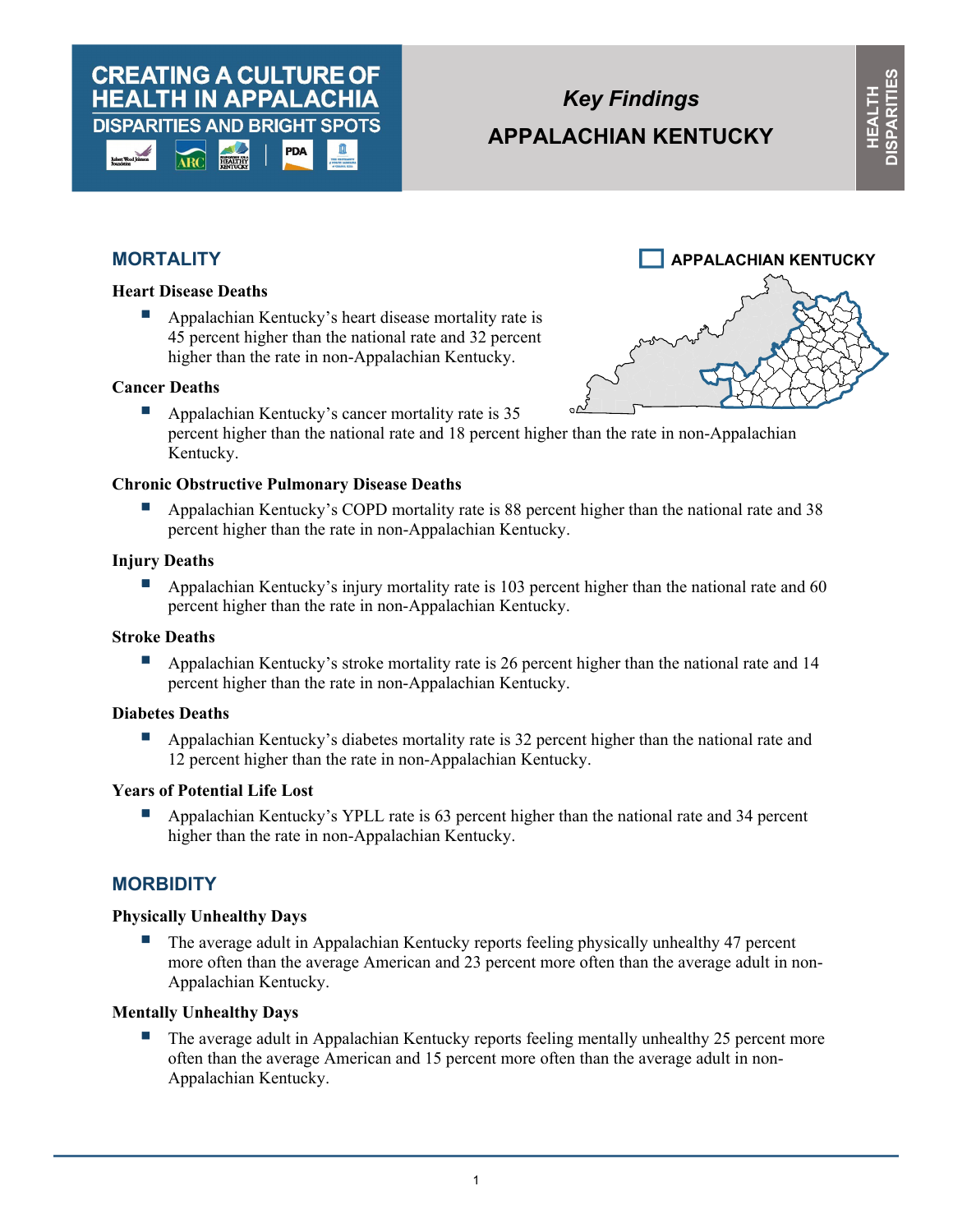**CREATING A CULTURE OF HEALTH IN APPALACHIA**
**DISPARITIES AND BRIGHT SPOTS**

# *Key Findings*
# APPALACHIAN KENTUCKY

HEALTH DISPARITIES

APPALACHIAN KENTUCKY

## MORTALITY

### Heart Disease Deaths

- Appalachian Kentucky's heart disease mortality rate is 45 percent higher than the national rate and 32 percent higher than the rate in non-Appalachian Kentucky.

### Cancer Deaths

- Appalachian Kentucky's cancer mortality rate is 35 percent higher than the national rate and 18 percent higher than the rate in non-Appalachian Kentucky.

### Chronic Obstructive Pulmonary Disease Deaths

- Appalachian Kentucky's COPD mortality rate is 88 percent higher than the national rate and 38 percent higher than the rate in non-Appalachian Kentucky.

### Injury Deaths

- Appalachian Kentucky's injury mortality rate is 103 percent higher than the national rate and 60 percent higher than the rate in non-Appalachian Kentucky.

### Stroke Deaths

- Appalachian Kentucky's stroke mortality rate is 26 percent higher than the national rate and 14 percent higher than the rate in non-Appalachian Kentucky.

### Diabetes Deaths

- Appalachian Kentucky's diabetes mortality rate is 32 percent higher than the national rate and 12 percent higher than the rate in non-Appalachian Kentucky.

### Years of Potential Life Lost

- Appalachian Kentucky's YPLL rate is 63 percent higher than the national rate and 34 percent higher than the rate in non-Appalachian Kentucky.

## MORBIDITY

### Physically Unhealthy Days

- The average adult in Appalachian Kentucky reports feeling physically unhealthy 47 percent more often than the average American and 23 percent more often than the average adult in non-Appalachian Kentucky.

### Mentally Unhealthy Days

- The average adult in Appalachian Kentucky reports feeling mentally unhealthy 25 percent more often than the average American and 15 percent more often than the average adult in non-Appalachian Kentucky.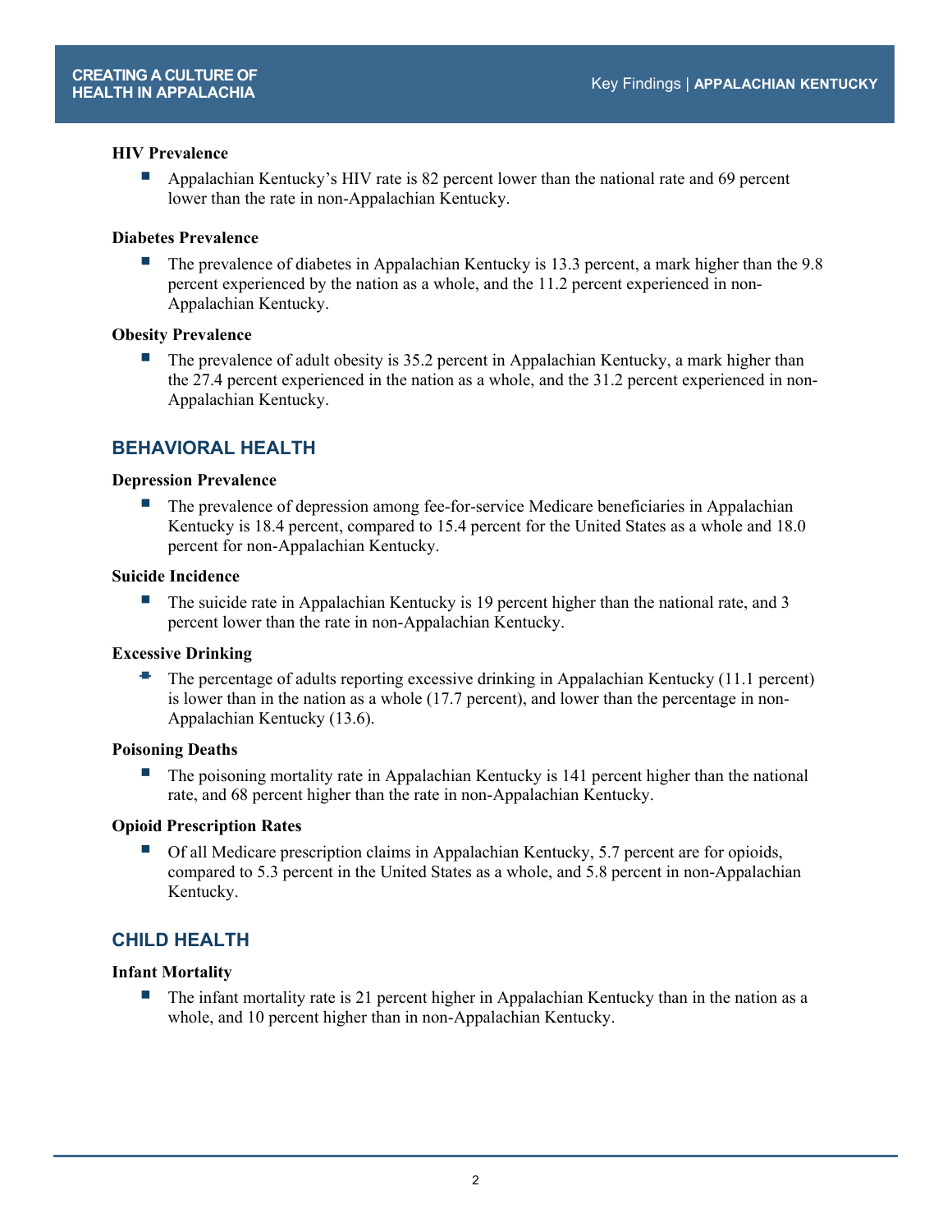### HIV Prevalence

- Appalachian Kentucky's HIV rate is 82 percent lower than the national rate and 69 percent lower than the rate in non-Appalachian Kentucky.

### Diabetes Prevalence

- The prevalence of diabetes in Appalachian Kentucky is 13.3 percent, a mark higher than the 9.8 percent experienced by the nation as a whole, and the 11.2 percent experienced in non-Appalachian Kentucky.

### Obesity Prevalence

- The prevalence of adult obesity is 35.2 percent in Appalachian Kentucky, a mark higher than the 27.4 percent experienced in the nation as a whole, and the 31.2 percent experienced in non-Appalachian Kentucky.

## BEHAVIORAL HEALTH

### Depression Prevalence

- The prevalence of depression among fee-for-service Medicare beneficiaries in Appalachian Kentucky is 18.4 percent, compared to 15.4 percent for the United States as a whole and 18.0 percent for non-Appalachian Kentucky.

### Suicide Incidence

- The suicide rate in Appalachian Kentucky is 19 percent higher than the national rate, and 3 percent lower than the rate in non-Appalachian Kentucky.

### Excessive Drinking

- The percentage of adults reporting excessive drinking in Appalachian Kentucky (11.1 percent) is lower than in the nation as a whole (17.7 percent), and lower than the percentage in non-Appalachian Kentucky (13.6).

### Poisoning Deaths

- The poisoning mortality rate in Appalachian Kentucky is 141 percent higher than the national rate, and 68 percent higher than the rate in non-Appalachian Kentucky.

### Opioid Prescription Rates

- Of all Medicare prescription claims in Appalachian Kentucky, 5.7 percent are for opioids, compared to 5.3 percent in the United States as a whole, and 5.8 percent in non-Appalachian Kentucky.

## CHILD HEALTH

### Infant Mortality

- The infant mortality rate is 21 percent higher in Appalachian Kentucky than in the nation as a whole, and 10 percent higher than in non-Appalachian Kentucky.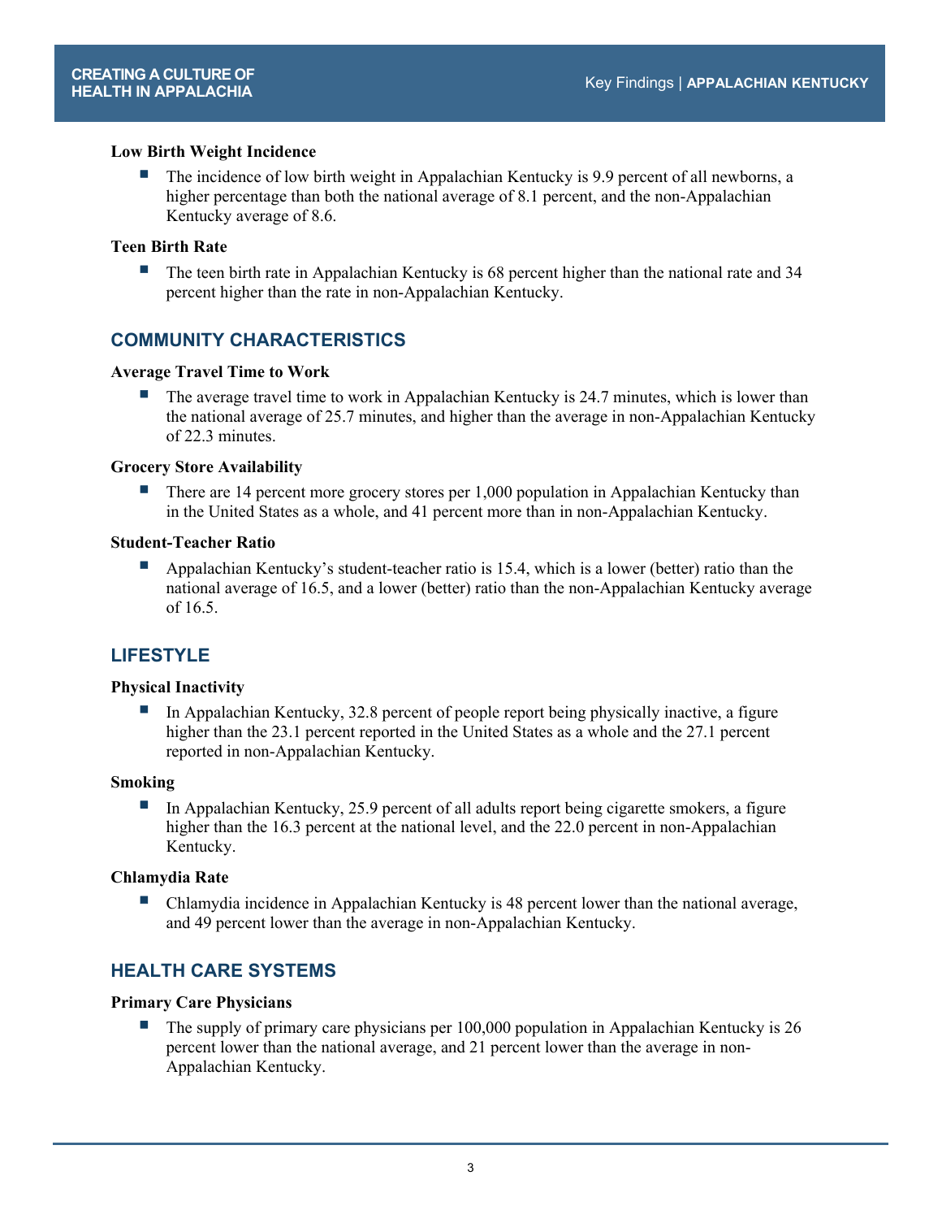### Low Birth Weight Incidence

- The incidence of low birth weight in Appalachian Kentucky is 9.9 percent of all newborns, a higher percentage than both the national average of 8.1 percent, and the non-Appalachian Kentucky average of 8.6.

### Teen Birth Rate

- The teen birth rate in Appalachian Kentucky is 68 percent higher than the national rate and 34 percent higher than the rate in non-Appalachian Kentucky.

## COMMUNITY CHARACTERISTICS

### Average Travel Time to Work

- The average travel time to work in Appalachian Kentucky is 24.7 minutes, which is lower than the national average of 25.7 minutes, and higher than the average in non-Appalachian Kentucky of 22.3 minutes.

### Grocery Store Availability

- There are 14 percent more grocery stores per 1,000 population in Appalachian Kentucky than in the United States as a whole, and 41 percent more than in non-Appalachian Kentucky.

### Student-Teacher Ratio

- Appalachian Kentucky's student-teacher ratio is 15.4, which is a lower (better) ratio than the national average of 16.5, and a lower (better) ratio than the non-Appalachian Kentucky average of 16.5.

## LIFESTYLE

### Physical Inactivity

- In Appalachian Kentucky, 32.8 percent of people report being physically inactive, a figure higher than the 23.1 percent reported in the United States as a whole and the 27.1 percent reported in non-Appalachian Kentucky.

### Smoking

- In Appalachian Kentucky, 25.9 percent of all adults report being cigarette smokers, a figure higher than the 16.3 percent at the national level, and the 22.0 percent in non-Appalachian Kentucky.

### Chlamydia Rate

- Chlamydia incidence in Appalachian Kentucky is 48 percent lower than the national average, and 49 percent lower than the average in non-Appalachian Kentucky.

## HEALTH CARE SYSTEMS

### Primary Care Physicians

- The supply of primary care physicians per 100,000 population in Appalachian Kentucky is 26 percent lower than the national average, and 21 percent lower than the average in non-Appalachian Kentucky.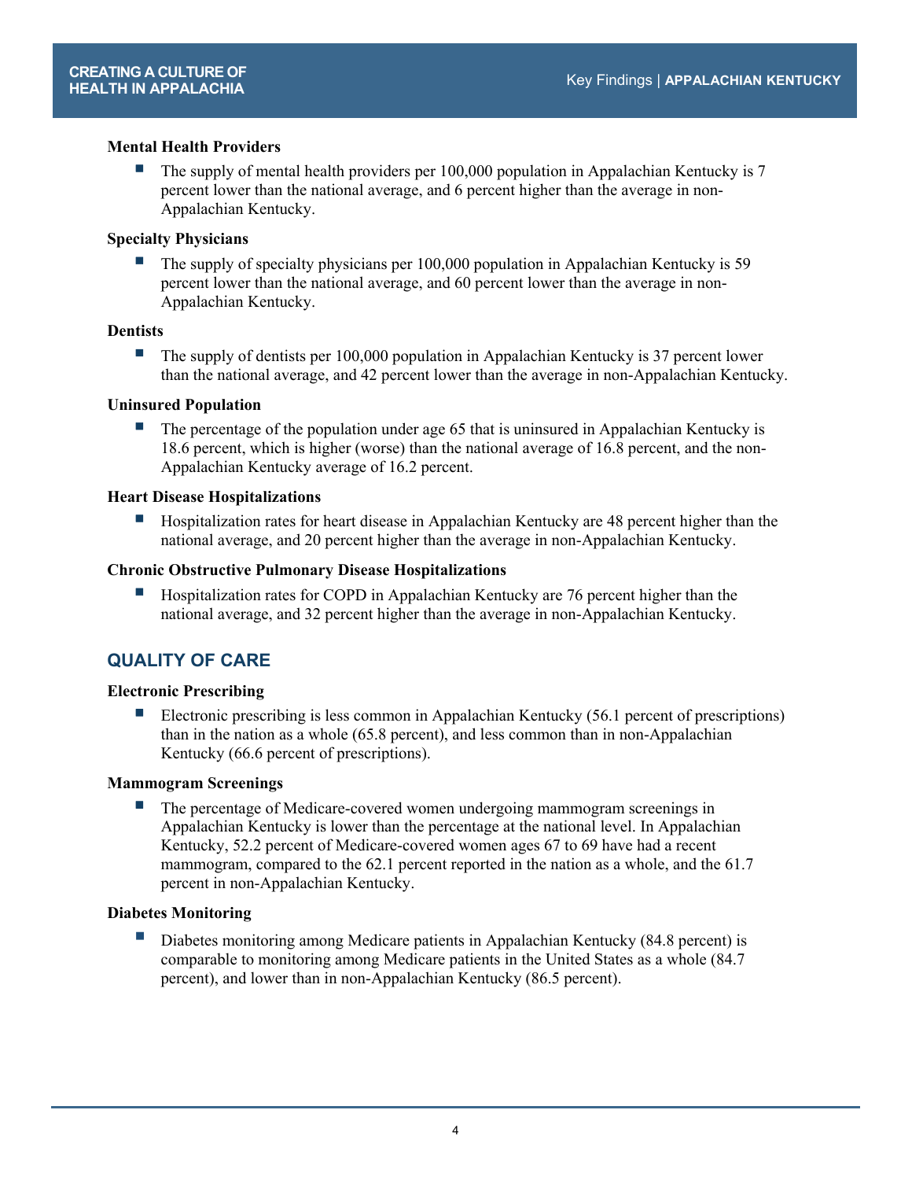**Mental Health Providers**

- The supply of mental health providers per 100,000 population in Appalachian Kentucky is 7 percent lower than the national average, and 6 percent higher than the average in non-Appalachian Kentucky.

**Specialty Physicians**

- The supply of specialty physicians per 100,000 population in Appalachian Kentucky is 59 percent lower than the national average, and 60 percent lower than the average in non-Appalachian Kentucky.

**Dentists**

- The supply of dentists per 100,000 population in Appalachian Kentucky is 37 percent lower than the national average, and 42 percent lower than the average in non-Appalachian Kentucky.

**Uninsured Population**

- The percentage of the population under age 65 that is uninsured in Appalachian Kentucky is 18.6 percent, which is higher (worse) than the national average of 16.8 percent, and the non-Appalachian Kentucky average of 16.2 percent.

**Heart Disease Hospitalizations**

- Hospitalization rates for heart disease in Appalachian Kentucky are 48 percent higher than the national average, and 20 percent higher than the average in non-Appalachian Kentucky.

**Chronic Obstructive Pulmonary Disease Hospitalizations**

- Hospitalization rates for COPD in Appalachian Kentucky are 76 percent higher than the national average, and 32 percent higher than the average in non-Appalachian Kentucky.

## QUALITY OF CARE

**Electronic Prescribing**

- Electronic prescribing is less common in Appalachian Kentucky (56.1 percent of prescriptions) than in the nation as a whole (65.8 percent), and less common than in non-Appalachian Kentucky (66.6 percent of prescriptions).

**Mammogram Screenings**

- The percentage of Medicare-covered women undergoing mammogram screenings in Appalachian Kentucky is lower than the percentage at the national level. In Appalachian Kentucky, 52.2 percent of Medicare-covered women ages 67 to 69 have had a recent mammogram, compared to the 62.1 percent reported in the nation as a whole, and the 61.7 percent in non-Appalachian Kentucky.

**Diabetes Monitoring**

- Diabetes monitoring among Medicare patients in Appalachian Kentucky (84.8 percent) is comparable to monitoring among Medicare patients in the United States as a whole (84.7 percent), and lower than in non-Appalachian Kentucky (86.5 percent).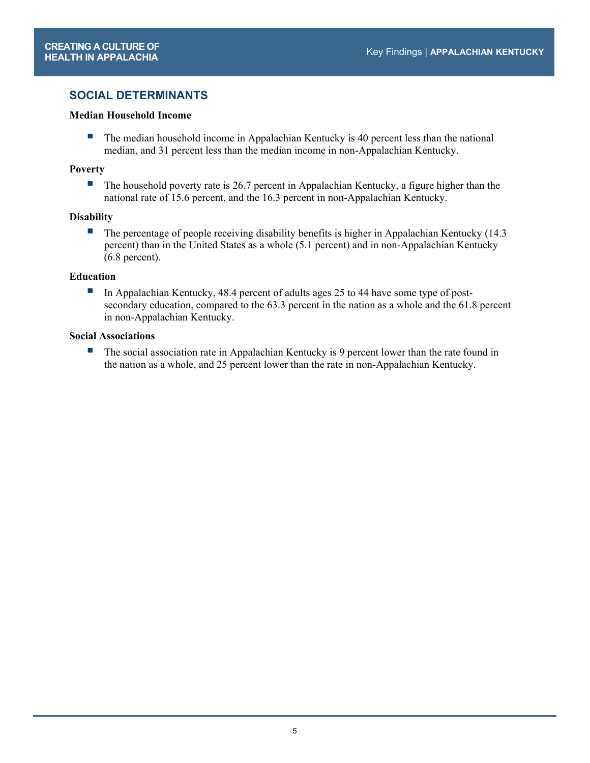## SOCIAL DETERMINANTS

**Median Household Income**

- The median household income in Appalachian Kentucky is 40 percent less than the national median, and 31 percent less than the median income in non-Appalachian Kentucky.

**Poverty**

- The household poverty rate is 26.7 percent in Appalachian Kentucky, a figure higher than the national rate of 15.6 percent, and the 16.3 percent in non-Appalachian Kentucky.

**Disability**

- The percentage of people receiving disability benefits is higher in Appalachian Kentucky (14.3 percent) than in the United States as a whole (5.1 percent) and in non-Appalachian Kentucky (6.8 percent).

**Education**

- In Appalachian Kentucky, 48.4 percent of adults ages 25 to 44 have some type of post-secondary education, compared to the 63.3 percent in the nation as a whole and the 61.8 percent in non-Appalachian Kentucky.

**Social Associations**

- The social association rate in Appalachian Kentucky is 9 percent lower than the rate found in the nation as a whole, and 25 percent lower than the rate in non-Appalachian Kentucky.